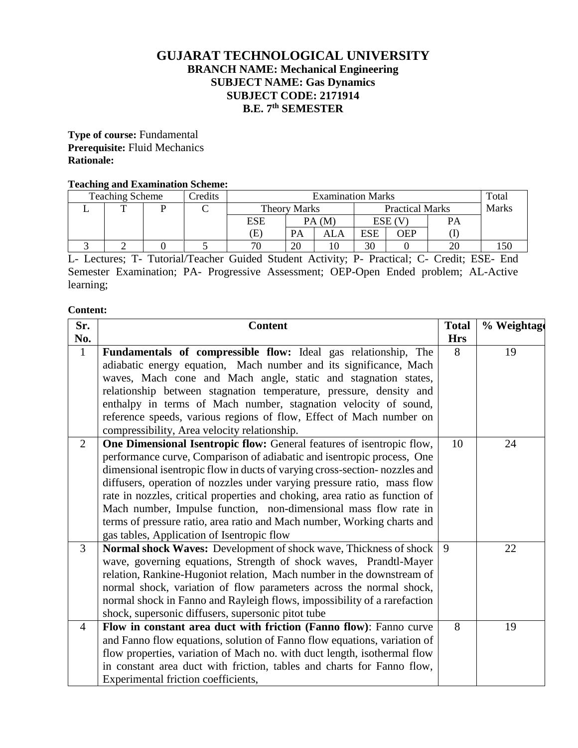# GUJARAT TECHNOLOGICAL UNIVERSITY

## BRANCH NAME: Mechanical Engineering
## SUBJECT NAME: Gas Dynamics
## SUBJECT CODE: 2171914
## B.E. 7th SEMESTER

**Type of course:** Fundamental

**Prerequisite:** Fluid Mechanics

**Rationale:**

**Teaching and Examination Scheme:**

| Teaching Scheme | | | Credits | Examination Marks | | | | | | Total Marks |
|---|---|---|---|---|---|---|---|---|---|---|
| L | T | P | C | Theory Marks | | | Practical Marks | | | |
| | | | | ESE | PA (M) | | ESE (V) | | PA | |
| | | | | (E) | PA | ALA | ESE | OEP | (I) | |
| 3 | 2 | 0 | 5 | 70 | 20 | 10 | 30 | 0 | 20 | 150 |

L- Lectures; T- Tutorial/Teacher Guided Student Activity; P- Practical; C- Credit; ESE- End Semester Examination; PA- Progressive Assessment; OEP-Open Ended problem; AL-Active learning;

**Content:**

| Sr. No. | Content | Total Hrs | % Weightage |
|---|---|---|---|
| 1 | **Fundamentals of compressible flow:** Ideal gas relationship, The adiabatic energy equation, Mach number and its significance, Mach waves, Mach cone and Mach angle, static and stagnation states, relationship between stagnation temperature, pressure, density and enthalpy in terms of Mach number, stagnation velocity of sound, reference speeds, various regions of flow, Effect of Mach number on compressibility, Area velocity relationship. | 8 | 19 |
| 2 | **One Dimensional Isentropic flow:** General features of isentropic flow, performance curve, Comparison of adiabatic and isentropic process, One dimensional isentropic flow in ducts of varying cross-section- nozzles and diffusers, operation of nozzles under varying pressure ratio, mass flow rate in nozzles, critical properties and choking, area ratio as function of Mach number, Impulse function, non-dimensional mass flow rate in terms of pressure ratio, area ratio and Mach number, Working charts and gas tables, Application of Isentropic flow | 10 | 24 |
| 3 | **Normal shock Waves:** Development of shock wave, Thickness of shock wave, governing equations, Strength of shock waves, Prandtl-Mayer relation, Rankine-Hugoniot relation, Mach number in the downstream of normal shock, variation of flow parameters across the normal shock, normal shock in Fanno and Rayleigh flows, impossibility of a rarefaction shock, supersonic diffusers, supersonic pitot tube | 9 | 22 |
| 4 | **Flow in constant area duct with friction (Fanno flow)**: Fanno curve and Fanno flow equations, solution of Fanno flow equations, variation of flow properties, variation of Mach no. with duct length, isothermal flow in constant area duct with friction, tables and charts for Fanno flow, Experimental friction coefficients, | 8 | 19 |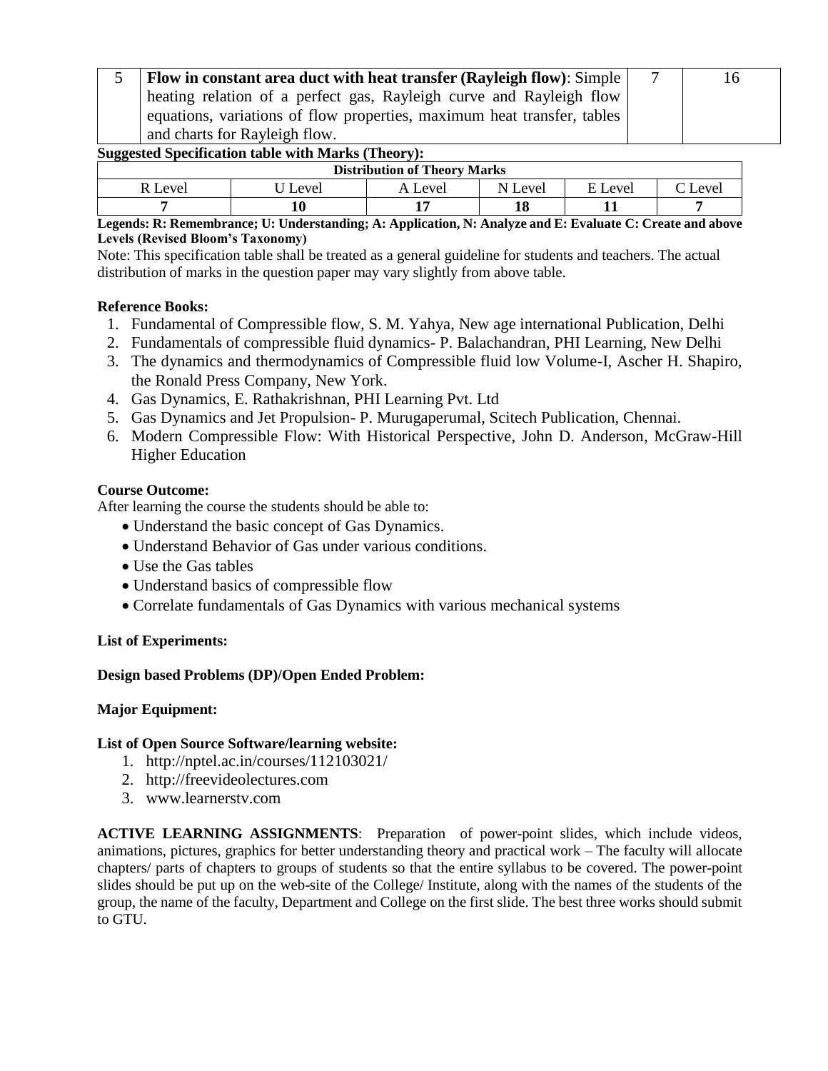| | | | |
|---|---|---|---|
| 5 | **Flow in constant area duct with heat transfer (Rayleigh flow)**: Simple heating relation of a perfect gas, Rayleigh curve and Rayleigh flow equations, variations of flow properties, maximum heat transfer, tables and charts for Rayleigh flow. | 7 | 16 |

**Suggested Specification table with Marks (Theory):**

| Distribution of Theory Marks | | | | | |
|---|---|---|---|---|---|
| R Level | U Level | A Level | N Level | E Level | C Level |
| **7** | **10** | **17** | **18** | **11** | **7** |

**Legends: R: Remembrance; U: Understanding; A: Application, N: Analyze and E: Evaluate C: Create and above Levels (Revised Bloom's Taxonomy)**

Note: This specification table shall be treated as a general guideline for students and teachers. The actual distribution of marks in the question paper may vary slightly from above table.

**Reference Books:**

1. Fundamental of Compressible flow, S. M. Yahya, New age international Publication, Delhi
2. Fundamentals of compressible fluid dynamics- P. Balachandran, PHI Learning, New Delhi
3. The dynamics and thermodynamics of Compressible fluid low Volume-I, Ascher H. Shapiro, the Ronald Press Company, New York.
4. Gas Dynamics, E. Rathakrishnan, PHI Learning Pvt. Ltd
5. Gas Dynamics and Jet Propulsion- P. Murugaperumal, Scitech Publication, Chennai.
6. Modern Compressible Flow: With Historical Perspective, John D. Anderson, McGraw-Hill Higher Education

**Course Outcome:**

After learning the course the students should be able to:

- Understand the basic concept of Gas Dynamics.
- Understand Behavior of Gas under various conditions.
- Use the Gas tables
- Understand basics of compressible flow
- Correlate fundamentals of Gas Dynamics with various mechanical systems

**List of Experiments:**

**Design based Problems (DP)/Open Ended Problem:**

**Major Equipment:**

**List of Open Source Software/learning website:**

1. http://nptel.ac.in/courses/112103021/
2. http://freevideolectures.com
3. www.learnerstv.com

**ACTIVE LEARNING ASSIGNMENTS**: Preparation of power-point slides, which include videos, animations, pictures, graphics for better understanding theory and practical work – The faculty will allocate chapters/ parts of chapters to groups of students so that the entire syllabus to be covered. The power-point slides should be put up on the web-site of the College/ Institute, along with the names of the students of the group, the name of the faculty, Department and College on the first slide. The best three works should submit to GTU.